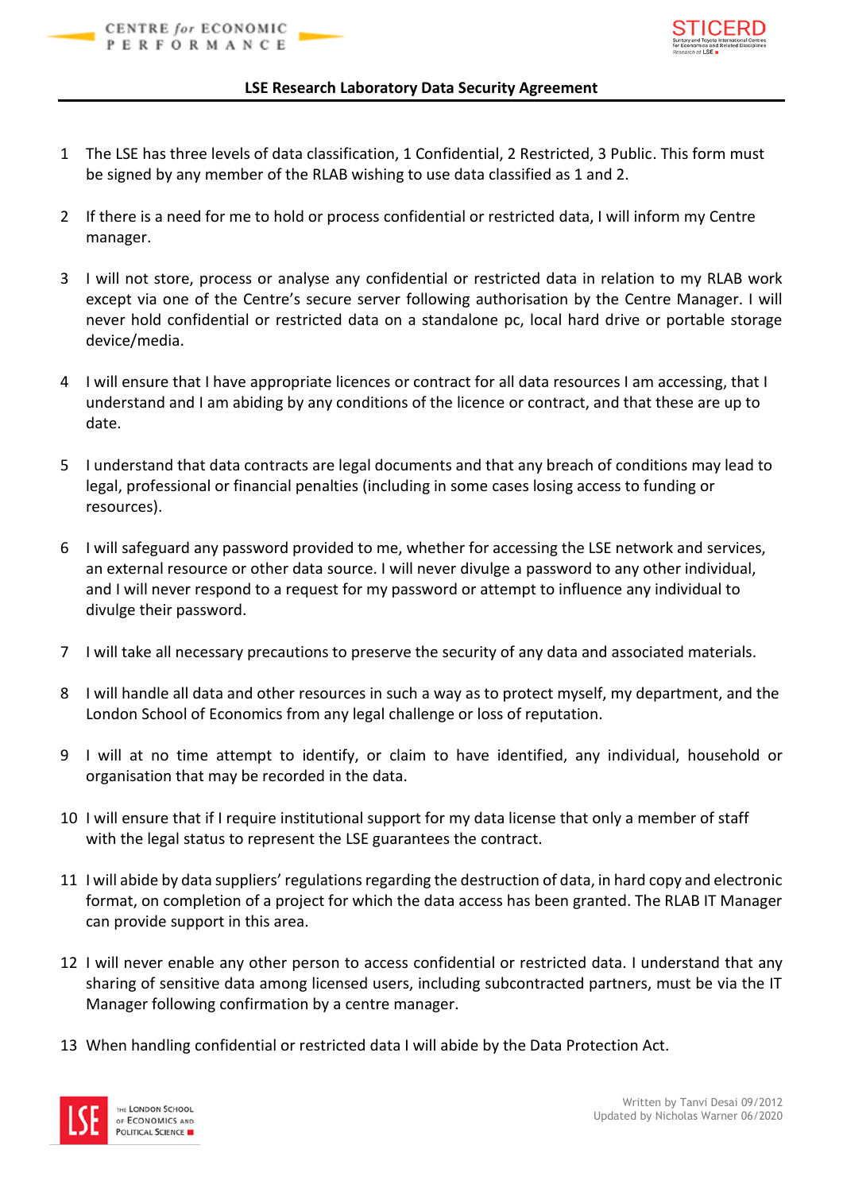## LSE Research Laboratory Data Security Agreement

1. The LSE has three levels of data classification, 1 Confidential, 2 Restricted, 3 Public. This form must be signed by any member of the RLAB wishing to use data classified as 1 and 2.

2. If there is a need for me to hold or process confidential or restricted data, I will inform my Centre manager.

3. I will not store, process or analyse any confidential or restricted data in relation to my RLAB work except via one of the Centre's secure server following authorisation by the Centre Manager. I will never hold confidential or restricted data on a standalone pc, local hard drive or portable storage device/media.

4. I will ensure that I have appropriate licences or contract for all data resources I am accessing, that I understand and I am abiding by any conditions of the licence or contract, and that these are up to date.

5. I understand that data contracts are legal documents and that any breach of conditions may lead to legal, professional or financial penalties (including in some cases losing access to funding or resources).

6. I will safeguard any password provided to me, whether for accessing the LSE network and services, an external resource or other data source. I will never divulge a password to any other individual, and I will never respond to a request for my password or attempt to influence any individual to divulge their password.

7. I will take all necessary precautions to preserve the security of any data and associated materials.

8. I will handle all data and other resources in such a way as to protect myself, my department, and the London School of Economics from any legal challenge or loss of reputation.

9. I will at no time attempt to identify, or claim to have identified, any individual, household or organisation that may be recorded in the data.

10. I will ensure that if I require institutional support for my data license that only a member of staff with the legal status to represent the LSE guarantees the contract.

11. I will abide by data suppliers' regulations regarding the destruction of data, in hard copy and electronic format, on completion of a project for which the data access has been granted. The RLAB IT Manager can provide support in this area.

12. I will never enable any other person to access confidential or restricted data. I understand that any sharing of sensitive data among licensed users, including subcontracted partners, must be via the IT Manager following confirmation by a centre manager.

13. When handling confidential or restricted data I will abide by the Data Protection Act.

Written by Tanvi Desai 09/2012
Updated by Nicholas Warner 06/2020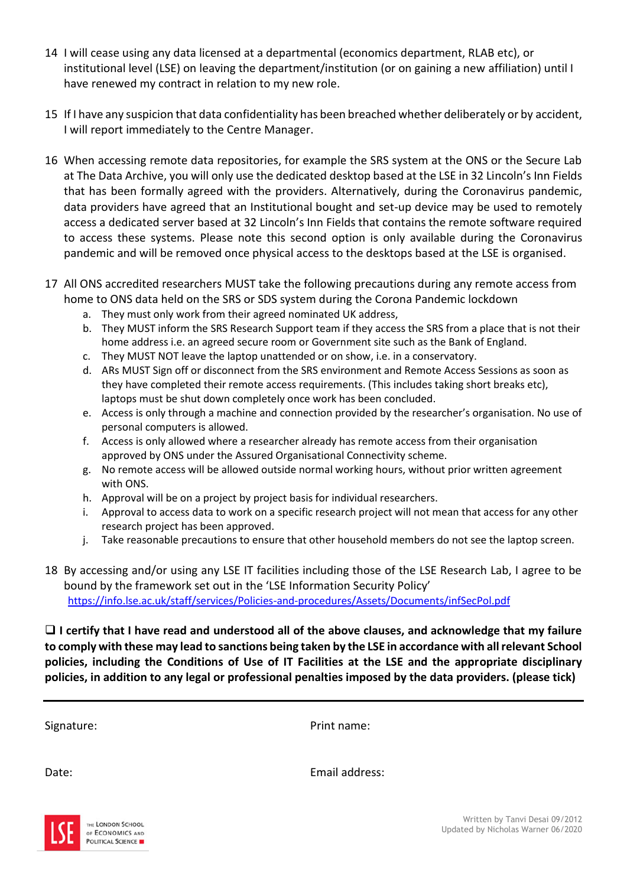14 I will cease using any data licensed at a departmental (economics department, RLAB etc), or institutional level (LSE) on leaving the department/institution (or on gaining a new affiliation) until I have renewed my contract in relation to my new role.

15 If I have any suspicion that data confidentiality has been breached whether deliberately or by accident, I will report immediately to the Centre Manager.

16 When accessing remote data repositories, for example the SRS system at the ONS or the Secure Lab at The Data Archive, you will only use the dedicated desktop based at the LSE in 32 Lincoln's Inn Fields that has been formally agreed with the providers. Alternatively, during the Coronavirus pandemic, data providers have agreed that an Institutional bought and set-up device may be used to remotely access a dedicated server based at 32 Lincoln's Inn Fields that contains the remote software required to access these systems. Please note this second option is only available during the Coronavirus pandemic and will be removed once physical access to the desktops based at the LSE is organised.

17 All ONS accredited researchers MUST take the following precautions during any remote access from home to ONS data held on the SRS or SDS system during the Corona Pandemic lockdown

   a. They must only work from their agreed nominated UK address,
   b. They MUST inform the SRS Research Support team if they access the SRS from a place that is not their home address i.e. an agreed secure room or Government site such as the Bank of England.
   c. They MUST NOT leave the laptop unattended or on show, i.e. in a conservatory.
   d. ARs MUST Sign off or disconnect from the SRS environment and Remote Access Sessions as soon as they have completed their remote access requirements. (This includes taking short breaks etc), laptops must be shut down completely once work has been concluded.
   e. Access is only through a machine and connection provided by the researcher's organisation. No use of personal computers is allowed.
   f. Access is only allowed where a researcher already has remote access from their organisation approved by ONS under the Assured Organisational Connectivity scheme.
   g. No remote access will be allowed outside normal working hours, without prior written agreement with ONS.
   h. Approval will be on a project by project basis for individual researchers.
   i. Approval to access data to work on a specific research project will not mean that access for any other research project has been approved.
   j. Take reasonable precautions to ensure that other household members do not see the laptop screen.

18 By accessing and/or using any LSE IT facilities including those of the LSE Research Lab, I agree to be bound by the framework set out in the 'LSE Information Security Policy' https://info.lse.ac.uk/staff/services/Policies-and-procedures/Assets/Documents/infSecPol.pdf

❑ **I certify that I have read and understood all of the above clauses, and acknowledge that my failure to comply with these may lead to sanctions being taken by the LSE in accordance with all relevant School policies, including the Conditions of Use of IT Facilities at the LSE and the appropriate disciplinary policies, in addition to any legal or professional penalties imposed by the data providers. (please tick)**

---

Signature: Print name:

Date: Email address:

THE LONDON SCHOOL OF ECONOMICS AND POLITICAL SCIENCE

Written by Tanvi Desai 09/2012
Updated by Nicholas Warner 06/2020